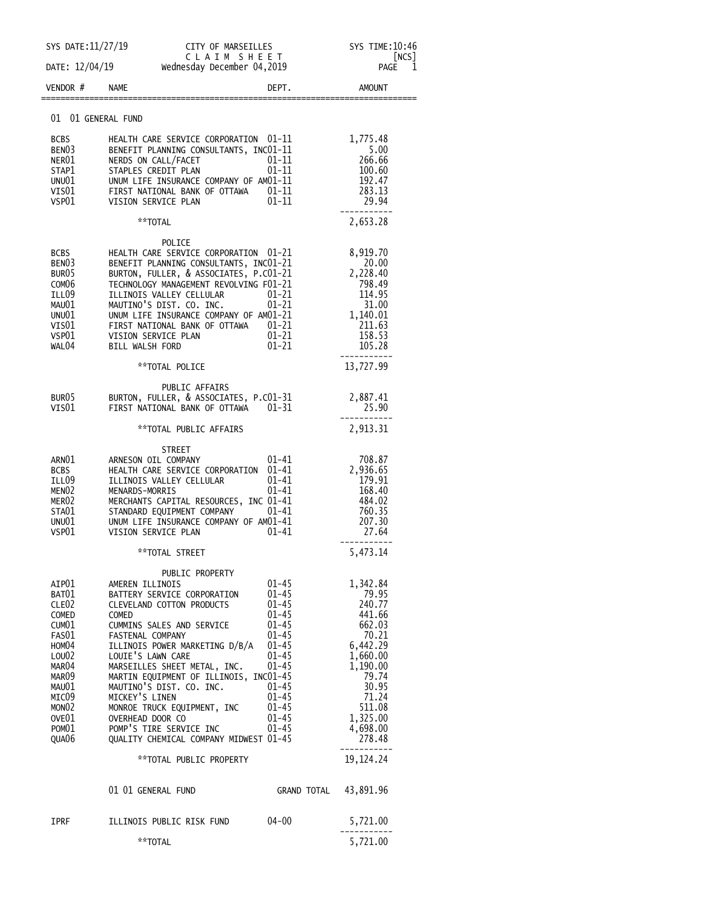SYS DATE:11/27/19 CITY OF MARSEILLES SYS TIME:10:46

C L A I M  S H E E T [NCS]

DATE: 12/04/19 Wednesday December 04,2019 PAGE 1

| VENDOR # | NAME | DEPT. | AMOUNT |
|---|---|---|---|
| | **01 01 GENERAL FUND** | | |
| BCBS | HEALTH CARE SERVICE CORPORATION | 01-11 | 1,775.48 |
| BEN03 | BENEFIT PLANNING CONSULTANTS, INC | 01-11 | 5.00 |
| NER01 | NERDS ON CALL/FACET | 01-11 | 266.66 |
| STAP1 | STAPLES CREDIT PLAN | 01-11 | 100.60 |
| UNU01 | UNUM LIFE INSURANCE COMPANY OF AM | 01-11 | 192.47 |
| VIS01 | FIRST NATIONAL BANK OF OTTAWA | 01-11 | 283.13 |
| VSP01 | VISION SERVICE PLAN | 01-11 | 29.94 |
| | **TOTAL | | 2,653.28 |
| | POLICE | | |
| BCBS | HEALTH CARE SERVICE CORPORATION | 01-21 | 8,919.70 |
| BEN03 | BENEFIT PLANNING CONSULTANTS, INC | 01-21 | 20.00 |
| BUR05 | BURTON, FULLER, & ASSOCIATES, P.C | 01-21 | 2,228.40 |
| COM06 | TECHNOLOGY MANAGEMENT REVOLVING F | 01-21 | 798.49 |
| ILL09 | ILLINOIS VALLEY CELLULAR | 01-21 | 114.95 |
| MAU01 | MAUTINO'S DIST. CO. INC. | 01-21 | 31.00 |
| UNU01 | UNUM LIFE INSURANCE COMPANY OF AM | 01-21 | 1,140.01 |
| VIS01 | FIRST NATIONAL BANK OF OTTAWA | 01-21 | 211.63 |
| VSP01 | VISION SERVICE PLAN | 01-21 | 158.53 |
| WAL04 | BILL WALSH FORD | 01-21 | 105.28 |
| | **TOTAL POLICE | | 13,727.99 |
| | PUBLIC AFFAIRS | | |
| BUR05 | BURTON, FULLER, & ASSOCIATES, P.C | 01-31 | 2,887.41 |
| VIS01 | FIRST NATIONAL BANK OF OTTAWA | 01-31 | 25.90 |
| | **TOTAL PUBLIC AFFAIRS | | 2,913.31 |
| | STREET | | |
| ARN01 | ARNESON OIL COMPANY | 01-41 | 708.87 |
| BCBS | HEALTH CARE SERVICE CORPORATION | 01-41 | 2,936.65 |
| ILL09 | ILLINOIS VALLEY CELLULAR | 01-41 | 179.91 |
| MEN02 | MENARDS-MORRIS | 01-41 | 168.40 |
| MER02 | MERCHANTS CAPITAL RESOURCES, INC | 01-41 | 484.02 |
| STA01 | STANDARD EQUIPMENT COMPANY | 01-41 | 760.35 |
| UNU01 | UNUM LIFE INSURANCE COMPANY OF AM | 01-41 | 207.30 |
| VSP01 | VISION SERVICE PLAN | 01-41 | 27.64 |
| | **TOTAL STREET | | 5,473.14 |
| | PUBLIC PROPERTY | | |
| AIP01 | AMEREN ILLINOIS | 01-45 | 1,342.84 |
| BAT01 | BATTERY SERVICE CORPORATION | 01-45 | 79.95 |
| CLE02 | CLEVELAND COTTON PRODUCTS | 01-45 | 240.77 |
| COMED | COMED | 01-45 | 441.66 |
| CUM01 | CUMMINS SALES AND SERVICE | 01-45 | 662.03 |
| FAS01 | FASTENAL COMPANY | 01-45 | 70.21 |
| HOM04 | ILLINOIS POWER MARKETING D/B/A | 01-45 | 6,442.29 |
| LOU02 | LOUIE'S LAWN CARE | 01-45 | 1,660.00 |
| MAR04 | MARSEILLES SHEET METAL, INC. | 01-45 | 1,190.00 |
| MAR09 | MARTIN EQUIPMENT OF ILLINOIS, INC | 01-45 | 79.74 |
| MAU01 | MAUTINO'S DIST. CO. INC. | 01-45 | 30.95 |
| MIC09 | MICKEY'S LINEN | 01-45 | 71.24 |
| MON02 | MONROE TRUCK EQUIPMENT, INC | 01-45 | 511.08 |
| OVE01 | OVERHEAD DOOR CO | 01-45 | 1,325.00 |
| POM01 | POMP'S TIRE SERVICE INC | 01-45 | 4,698.00 |
| QUA06 | QUALITY CHEMICAL COMPANY MIDWEST | 01-45 | 278.48 |
| | **TOTAL PUBLIC PROPERTY | | 19,124.24 |
| | 01 01 GENERAL FUND | GRAND TOTAL | 43,891.96 |
| IPRF | ILLINOIS PUBLIC RISK FUND | 04-00 | 5,721.00 |
| | **TOTAL | | 5,721.00 |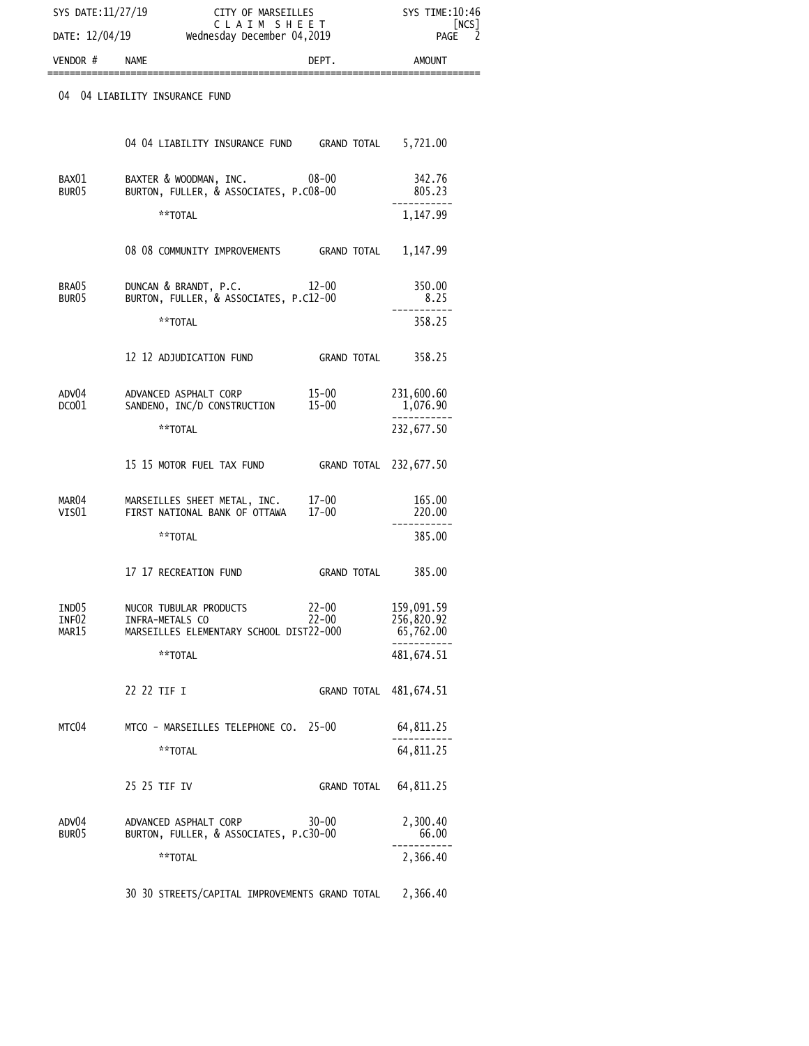SYS DATE:11/27/19 CITY OF MARSEILLES SYS TIME:10:46

CLAIM SHEET [NCS]

DATE: 12/04/19 Wednesday December 04,2019

| VENDOR # | NAME | DEPT. | AMOUNT |
|---|---|---|---|
| | 04 04 LIABILITY INSURANCE FUND | | |
| | 04 04 LIABILITY INSURANCE FUND | GRAND TOTAL | 5,721.00 |
| BAX01 | BAXTER & WOODMAN, INC. | 08-00 | 342.76 |
| BUR05 | BURTON, FULLER, & ASSOCIATES, P.C | 08-00 | 805.23 |
| | **TOTAL | | 1,147.99 |
| | 08 08 COMMUNITY IMPROVEMENTS | GRAND TOTAL | 1,147.99 |
| BRA05 | DUNCAN & BRANDT, P.C. | 12-00 | 350.00 |
| BUR05 | BURTON, FULLER, & ASSOCIATES, P.C | 12-00 | 8.25 |
| | **TOTAL | | 358.25 |
| | 12 12 ADJUDICATION FUND | GRAND TOTAL | 358.25 |
| ADV04 | ADVANCED ASPHALT CORP | 15-00 | 231,600.60 |
| DCO01 | SANDENO, INC/D CONSTRUCTION | 15-00 | 1,076.90 |
| | **TOTAL | | 232,677.50 |
| | 15 15 MOTOR FUEL TAX FUND | GRAND TOTAL | 232,677.50 |
| MAR04 | MARSEILLES SHEET METAL, INC. | 17-00 | 165.00 |
| VIS01 | FIRST NATIONAL BANK OF OTTAWA | 17-00 | 220.00 |
| | **TOTAL | | 385.00 |
| | 17 17 RECREATION FUND | GRAND TOTAL | 385.00 |
| IND05 | NUCOR TUBULAR PRODUCTS | 22-00 | 159,091.59 |
| INF02 | INFRA-METALS CO | 22-00 | 256,820.92 |
| MAR15 | MARSEILLES ELEMENTARY SCHOOL DIST | 22-000 | 65,762.00 |
| | **TOTAL | | 481,674.51 |
| | 22 22 TIF I | GRAND TOTAL | 481,674.51 |
| MTC04 | MTCO - MARSEILLES TELEPHONE CO. | 25-00 | 64,811.25 |
| | **TOTAL | | 64,811.25 |
| | 25 25 TIF IV | GRAND TOTAL | 64,811.25 |
| ADV04 | ADVANCED ASPHALT CORP | 30-00 | 2,300.40 |
| BUR05 | BURTON, FULLER, & ASSOCIATES, P.C | 30-00 | 66.00 |
| | **TOTAL | | 2,366.40 |
| | 30 30 STREETS/CAPITAL IMPROVEMENTS | GRAND TOTAL | 2,366.40 |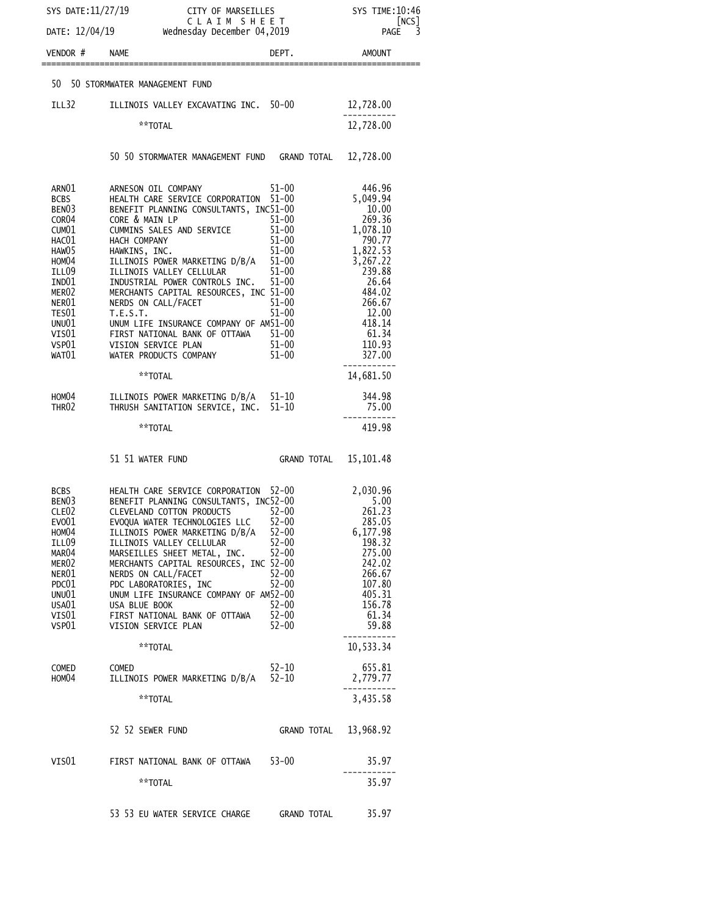SYS DATE:11/27/19 CITY OF MARSEILLES SYS TIME:10:46
C L A I M S H E E T [NCS]
DATE: 12/04/19 Wednesday December 04,2019

| VENDOR # | NAME | DEPT. | AMOUNT |
|---|---|---|---|
| **50 50 STORMWATER MANAGEMENT FUND** | | | |
| ILL32 | ILLINOIS VALLEY EXCAVATING INC. | 50-00 | 12,728.00 |
| | **TOTAL | | 12,728.00 |
| | 50 50 STORMWATER MANAGEMENT FUND | GRAND TOTAL | 12,728.00 |
| ARN01 | ARNESON OIL COMPANY | 51-00 | 446.96 |
| BCBS | HEALTH CARE SERVICE CORPORATION | 51-00 | 5,049.94 |
| BEN03 | BENEFIT PLANNING CONSULTANTS, INC | 51-00 | 10.00 |
| COR04 | CORE & MAIN LP | 51-00 | 269.36 |
| CUM01 | CUMMINS SALES AND SERVICE | 51-00 | 1,078.10 |
| HAC01 | HACH COMPANY | 51-00 | 790.77 |
| HAW05 | HAWKINS, INC. | 51-00 | 1,822.53 |
| HOM04 | ILLINOIS POWER MARKETING D/B/A | 51-00 | 3,267.22 |
| ILL09 | ILLINOIS VALLEY CELLULAR | 51-00 | 239.88 |
| IND01 | INDUSTRIAL POWER CONTROLS INC. | 51-00 | 26.64 |
| MER02 | MERCHANTS CAPITAL RESOURCES, INC | 51-00 | 484.02 |
| NER01 | NERDS ON CALL/FACET | 51-00 | 266.67 |
| TES01 | T.E.S.T. | 51-00 | 12.00 |
| UNU01 | UNUM LIFE INSURANCE COMPANY OF AM | 51-00 | 418.14 |
| VIS01 | FIRST NATIONAL BANK OF OTTAWA | 51-00 | 61.34 |
| VSP01 | VISION SERVICE PLAN | 51-00 | 110.93 |
| WAT01 | WATER PRODUCTS COMPANY | 51-00 | 327.00 |
| | **TOTAL | | 14,681.50 |
| HOM04 | ILLINOIS POWER MARKETING D/B/A | 51-10 | 344.98 |
| THR02 | THRUSH SANITATION SERVICE, INC. | 51-10 | 75.00 |
| | **TOTAL | | 419.98 |
| | 51 51 WATER FUND | GRAND TOTAL | 15,101.48 |
| BCBS | HEALTH CARE SERVICE CORPORATION | 52-00 | 2,030.96 |
| BEN03 | BENEFIT PLANNING CONSULTANTS, INC | 52-00 | 5.00 |
| CLE02 | CLEVELAND COTTON PRODUCTS | 52-00 | 261.23 |
| EVO01 | EVOQUA WATER TECHNOLOGIES LLC | 52-00 | 285.05 |
| HOM04 | ILLINOIS POWER MARKETING D/B/A | 52-00 | 6,177.98 |
| ILL09 | ILLINOIS VALLEY CELLULAR | 52-00 | 198.32 |
| MAR04 | MARSEILLES SHEET METAL, INC. | 52-00 | 275.00 |
| MER02 | MERCHANTS CAPITAL RESOURCES, INC | 52-00 | 242.02 |
| NER01 | NERDS ON CALL/FACET | 52-00 | 266.67 |
| PDC01 | PDC LABORATORIES, INC | 52-00 | 107.80 |
| UNU01 | UNUM LIFE INSURANCE COMPANY OF AM | 52-00 | 405.31 |
| USA01 | USA BLUE BOOK | 52-00 | 156.78 |
| VIS01 | FIRST NATIONAL BANK OF OTTAWA | 52-00 | 61.34 |
| VSP01 | VISION SERVICE PLAN | 52-00 | 59.88 |
| | **TOTAL | | 10,533.34 |
| COMED | COMED | 52-10 | 655.81 |
| HOM04 | ILLINOIS POWER MARKETING D/B/A | 52-10 | 2,779.77 |
| | **TOTAL | | 3,435.58 |
| | 52 52 SEWER FUND | GRAND TOTAL | 13,968.92 |
| VIS01 | FIRST NATIONAL BANK OF OTTAWA | 53-00 | 35.97 |
| | **TOTAL | | 35.97 |
| | 53 53 EU WATER SERVICE CHARGE | GRAND TOTAL | 35.97 |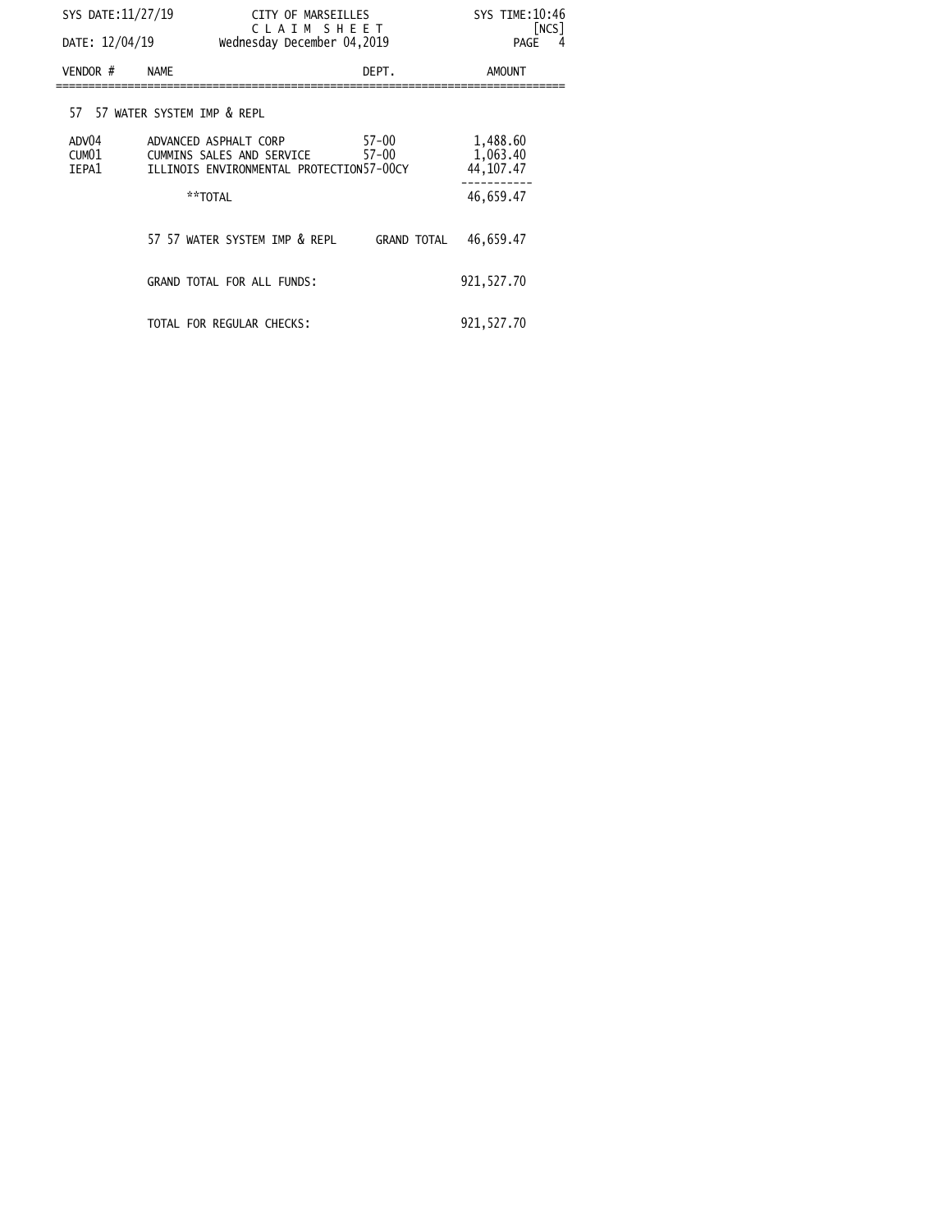SYS DATE:11/27/19 CITY OF MARSEILLES SYS TIME:10:46

C L A I M  S H E E T [NCS]

DATE: 12/04/19 Wednesday December 04,2019

| VENDOR # | NAME | DEPT. | AMOUNT |
|---|---|---|---|
| 57 57 WATER SYSTEM IMP & REPL | | | |
| ADV04 | ADVANCED ASPHALT CORP | 57-00 | 1,488.60 |
| CUM01 | CUMMINS SALES AND SERVICE | 57-00 | 1,063.40 |
| IEPA1 | ILLINOIS ENVIRONMENTAL PROTECTION | 57-00CY | 44,107.47 |
| | **TOTAL | | 46,659.47 |
| | 57 57 WATER SYSTEM IMP & REPL | GRAND TOTAL | 46,659.47 |
| | GRAND TOTAL FOR ALL FUNDS: | | 921,527.70 |
| | TOTAL FOR REGULAR CHECKS: | | 921,527.70 |